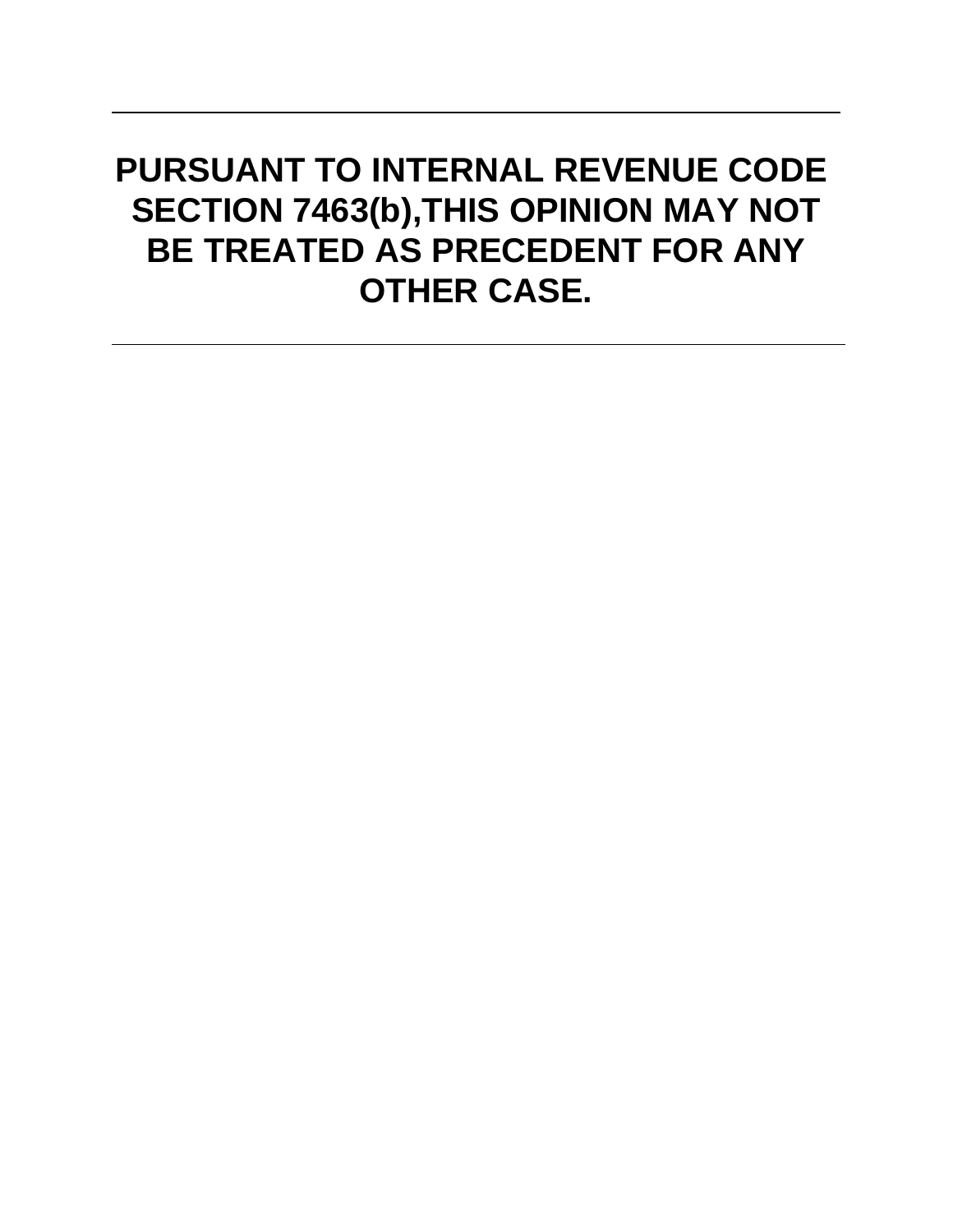**PURSUANT TO INTERNAL REVENUE CODE SECTION 7463(b),THIS OPINION MAY NOT BE TREATED AS PRECEDENT FOR ANY OTHER CASE.**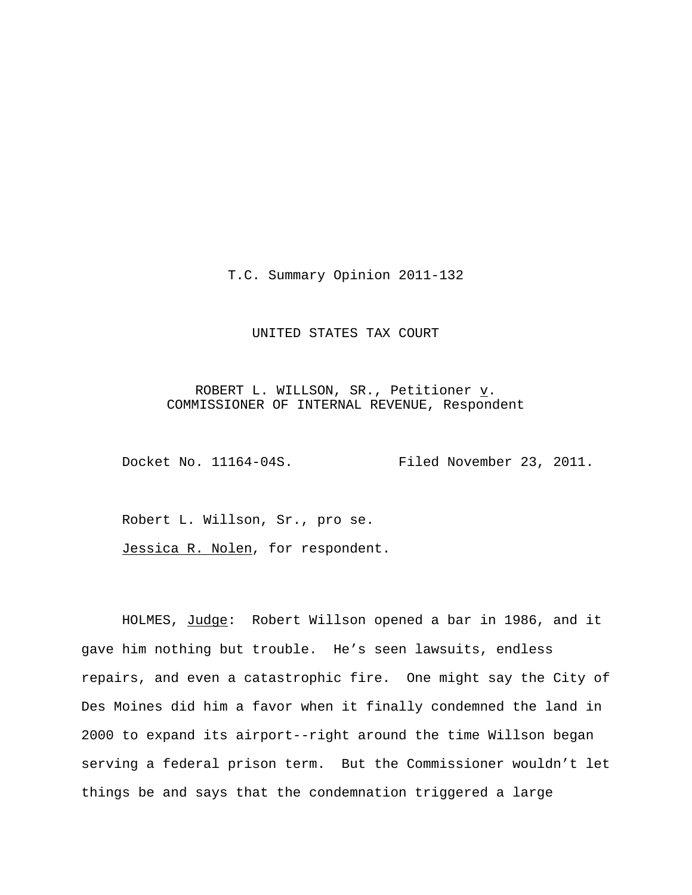T.C. Summary Opinion 2011-132

UNITED STATES TAX COURT

ROBERT L. WILLSON, SR., Petitioner v.
COMMISSIONER OF INTERNAL REVENUE, Respondent

Docket No. 11164-04S. Filed November 23, 2011.

Robert L. Willson, Sr., pro se.

Jessica R. Nolen, for respondent.

HOLMES, Judge: Robert Willson opened a bar in 1986, and it gave him nothing but trouble. He's seen lawsuits, endless repairs, and even a catastrophic fire. One might say the City of Des Moines did him a favor when it finally condemned the land in 2000 to expand its airport--right around the time Willson began serving a federal prison term. But the Commissioner wouldn't let things be and says that the condemnation triggered a large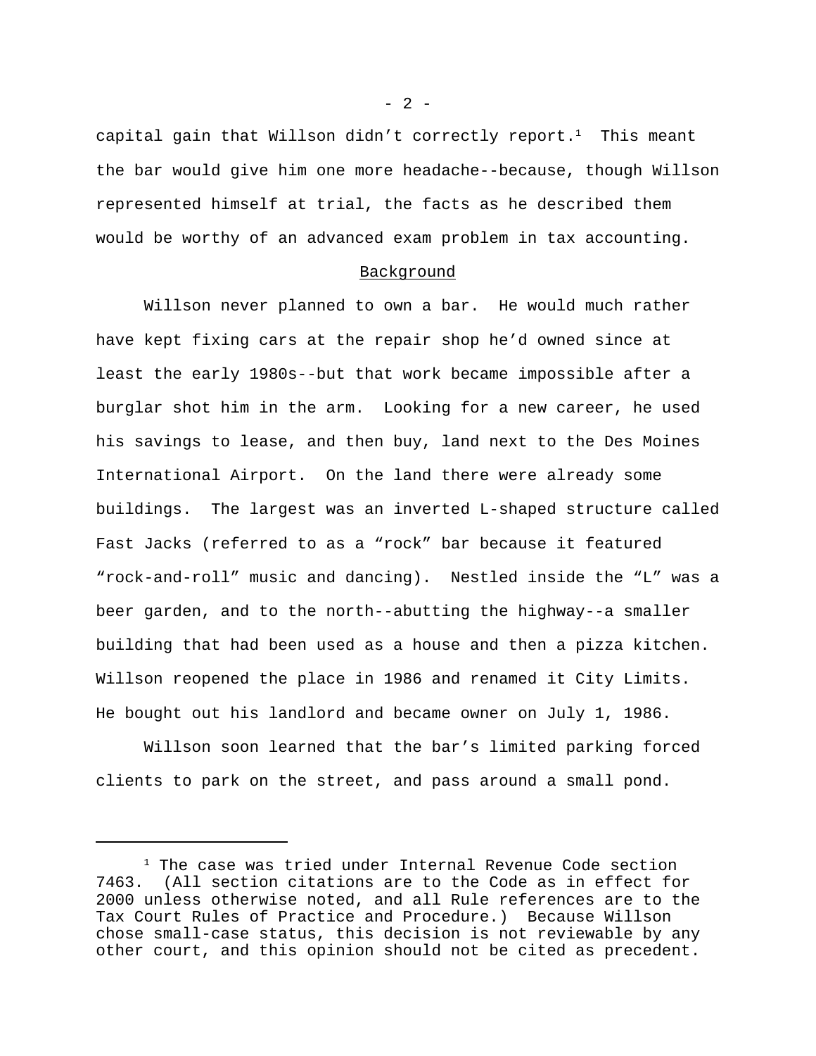capital gain that Willson didn't correctly report.[1] This meant the bar would give him one more headache--because, though Willson represented himself at trial, the facts as he described them would be worthy of an advanced exam problem in tax accounting.

## Background

Willson never planned to own a bar. He would much rather have kept fixing cars at the repair shop he'd owned since at least the early 1980s--but that work became impossible after a burglar shot him in the arm. Looking for a new career, he used his savings to lease, and then buy, land next to the Des Moines International Airport. On the land there were already some buildings. The largest was an inverted L-shaped structure called Fast Jacks (referred to as a "rock" bar because it featured "rock-and-roll" music and dancing). Nestled inside the "L" was a beer garden, and to the north--abutting the highway--a smaller building that had been used as a house and then a pizza kitchen. Willson reopened the place in 1986 and renamed it City Limits. He bought out his landlord and became owner on July 1, 1986.

Willson soon learned that the bar's limited parking forced clients to park on the street, and pass around a small pond.

---

[1] The case was tried under Internal Revenue Code section 7463. (All section citations are to the Code as in effect for 2000 unless otherwise noted, and all Rule references are to the Tax Court Rules of Practice and Procedure.) Because Willson chose small-case status, this decision is not reviewable by any other court, and this opinion should not be cited as precedent.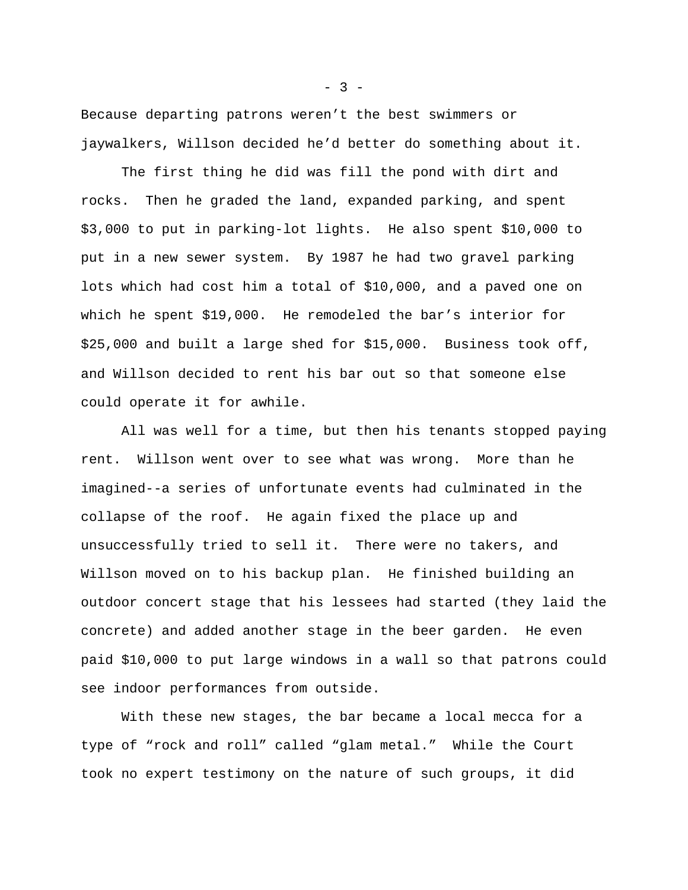Because departing patrons weren't the best swimmers or jaywalkers, Willson decided he'd better do something about it.

The first thing he did was fill the pond with dirt and rocks. Then he graded the land, expanded parking, and spent $3,000 to put in parking-lot lights. He also spent $10,000 to put in a new sewer system. By 1987 he had two gravel parking lots which had cost him a total of $10,000, and a paved one on which he spent $19,000. He remodeled the bar's interior for $25,000 and built a large shed for $15,000. Business took off, and Willson decided to rent his bar out so that someone else could operate it for awhile.

All was well for a time, but then his tenants stopped paying rent. Willson went over to see what was wrong. More than he imagined--a series of unfortunate events had culminated in the collapse of the roof. He again fixed the place up and unsuccessfully tried to sell it. There were no takers, and Willson moved on to his backup plan. He finished building an outdoor concert stage that his lessees had started (they laid the concrete) and added another stage in the beer garden. He even paid $10,000 to put large windows in a wall so that patrons could see indoor performances from outside.

With these new stages, the bar became a local mecca for a type of "rock and roll" called "glam metal." While the Court took no expert testimony on the nature of such groups, it did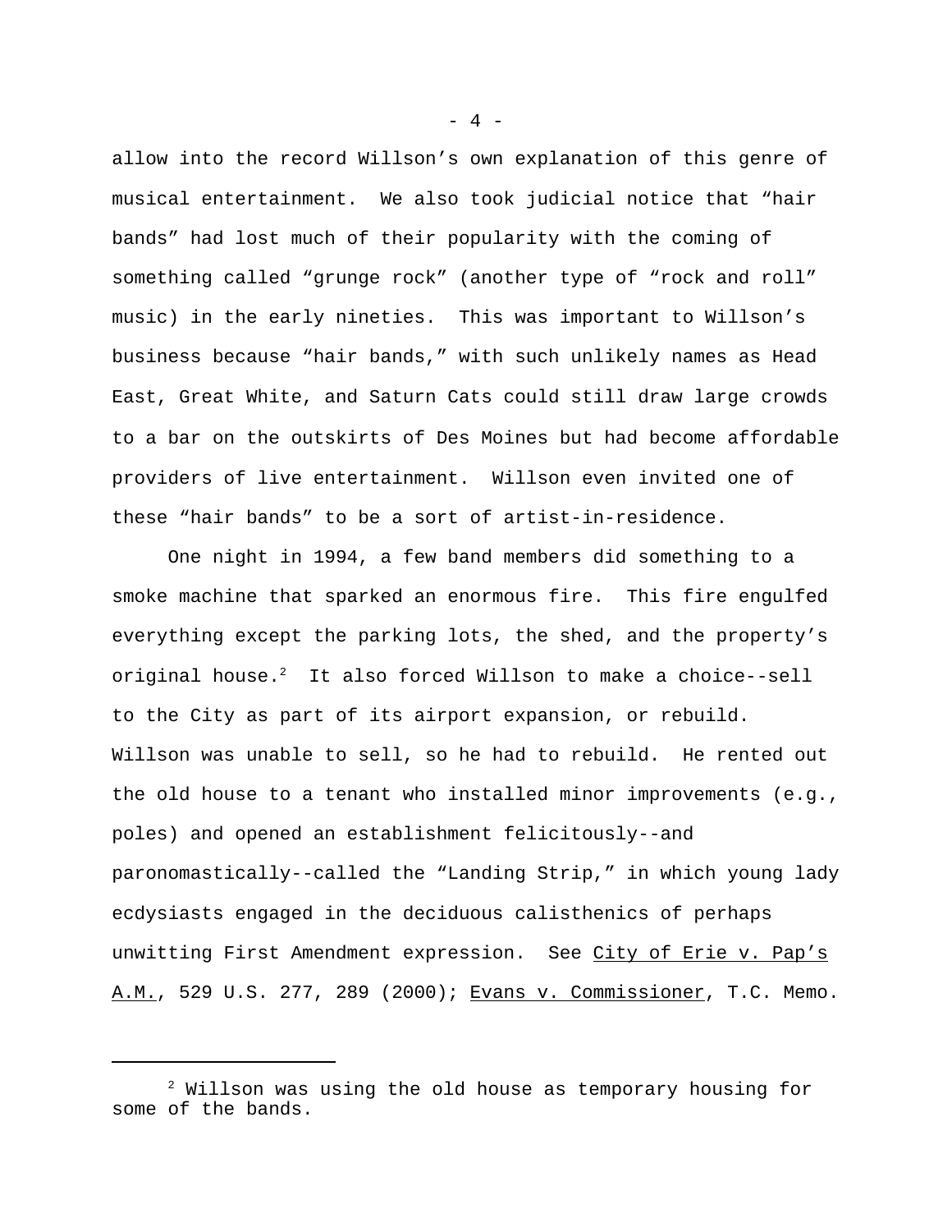allow into the record Willson's own explanation of this genre of musical entertainment. We also took judicial notice that "hair bands" had lost much of their popularity with the coming of something called "grunge rock" (another type of "rock and roll" music) in the early nineties. This was important to Willson's business because "hair bands," with such unlikely names as Head East, Great White, and Saturn Cats could still draw large crowds to a bar on the outskirts of Des Moines but had become affordable providers of live entertainment. Willson even invited one of these "hair bands" to be a sort of artist-in-residence.

One night in 1994, a few band members did something to a smoke machine that sparked an enormous fire. This fire engulfed everything except the parking lots, the shed, and the property's original house.[2] It also forced Willson to make a choice--sell to the City as part of its airport expansion, or rebuild. Willson was unable to sell, so he had to rebuild. He rented out the old house to a tenant who installed minor improvements (e.g., poles) and opened an establishment felicitously--and paronomastically--called the "Landing Strip," in which young lady ecdysiasts engaged in the deciduous calisthenics of perhaps unwitting First Amendment expression. See City of Erie v. Pap's A.M., 529 U.S. 277, 289 (2000); Evans v. Commissioner, T.C. Memo.

[2] Willson was using the old house as temporary housing for some of the bands.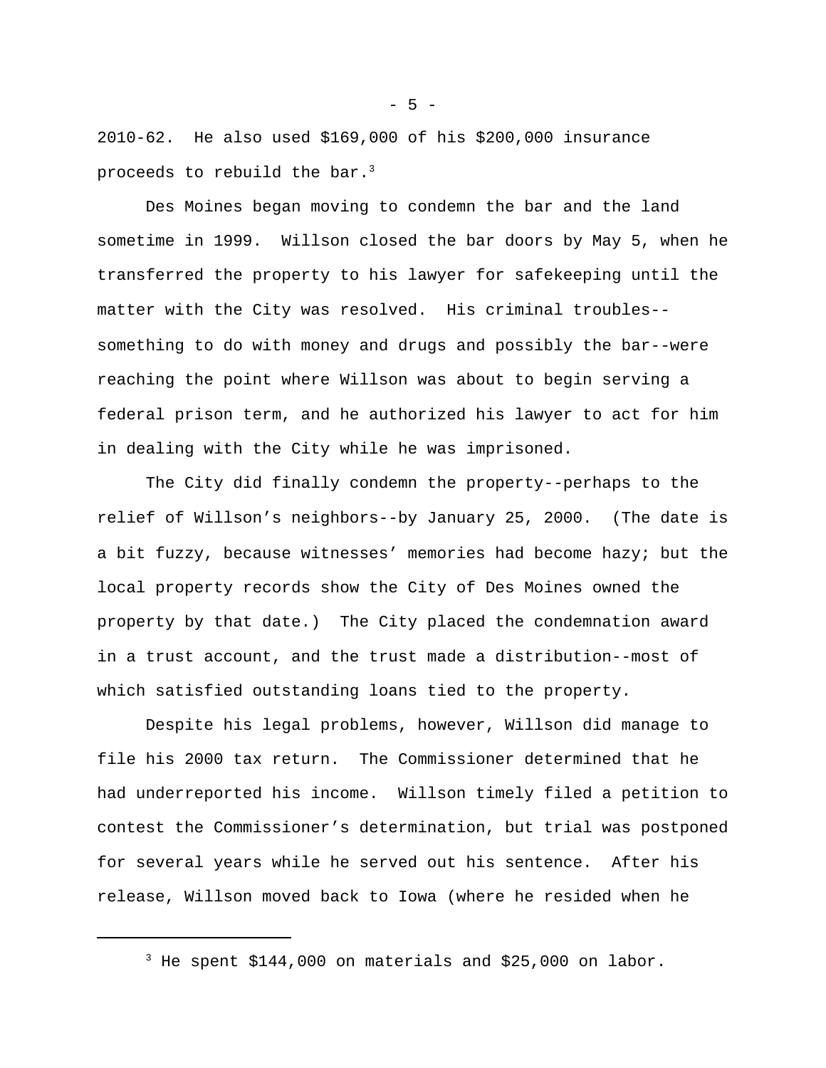2010-62. He also used $169,000 of his $200,000 insurance proceeds to rebuild the bar.[3]

Des Moines began moving to condemn the bar and the land sometime in 1999. Willson closed the bar doors by May 5, when he transferred the property to his lawyer for safekeeping until the matter with the City was resolved. His criminal troubles--something to do with money and drugs and possibly the bar--were reaching the point where Willson was about to begin serving a federal prison term, and he authorized his lawyer to act for him in dealing with the City while he was imprisoned.

The City did finally condemn the property--perhaps to the relief of Willson's neighbors--by January 25, 2000. (The date is a bit fuzzy, because witnesses' memories had become hazy; but the local property records show the City of Des Moines owned the property by that date.) The City placed the condemnation award in a trust account, and the trust made a distribution--most of which satisfied outstanding loans tied to the property.

Despite his legal problems, however, Willson did manage to file his 2000 tax return. The Commissioner determined that he had underreported his income. Willson timely filed a petition to contest the Commissioner's determination, but trial was postponed for several years while he served out his sentence. After his release, Willson moved back to Iowa (where he resided when he

---

[3] He spent $144,000 on materials and $25,000 on labor.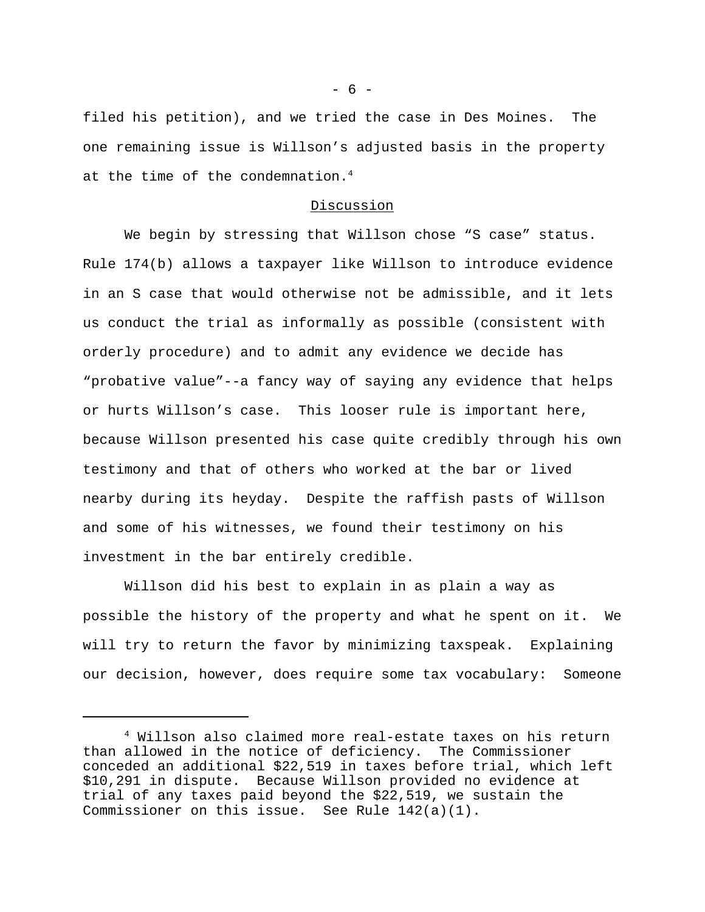filed his petition), and we tried the case in Des Moines. The one remaining issue is Willson's adjusted basis in the property at the time of the condemnation.[4]

## Discussion

We begin by stressing that Willson chose "S case" status. Rule 174(b) allows a taxpayer like Willson to introduce evidence in an S case that would otherwise not be admissible, and it lets us conduct the trial as informally as possible (consistent with orderly procedure) and to admit any evidence we decide has "probative value"--a fancy way of saying any evidence that helps or hurts Willson's case. This looser rule is important here, because Willson presented his case quite credibly through his own testimony and that of others who worked at the bar or lived nearby during its heyday. Despite the raffish pasts of Willson and some of his witnesses, we found their testimony on his investment in the bar entirely credible.

Willson did his best to explain in as plain a way as possible the history of the property and what he spent on it. We will try to return the favor by minimizing taxspeak. Explaining our decision, however, does require some tax vocabulary: Someone

[4] Willson also claimed more real-estate taxes on his return than allowed in the notice of deficiency. The Commissioner conceded an additional $22,519 in taxes before trial, which left $10,291 in dispute. Because Willson provided no evidence at trial of any taxes paid beyond the $22,519, we sustain the Commissioner on this issue. See Rule 142(a)(1).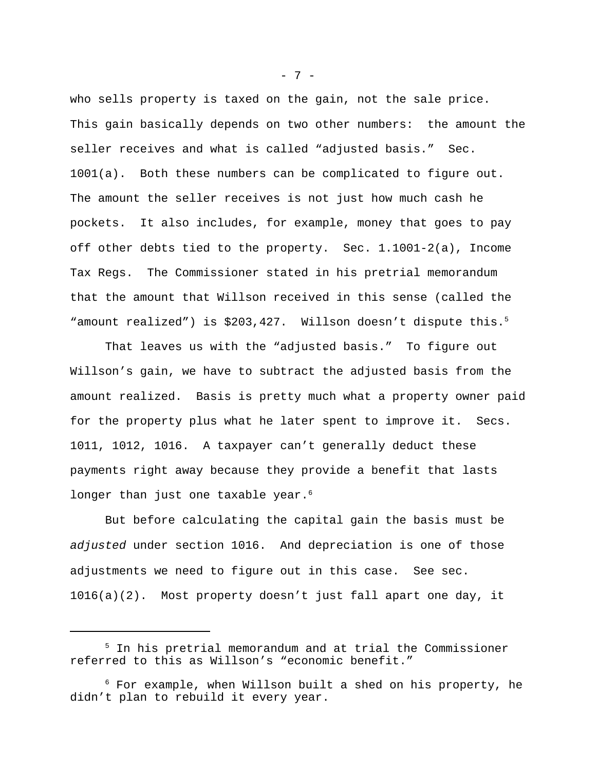who sells property is taxed on the gain, not the sale price. This gain basically depends on two other numbers: the amount the seller receives and what is called "adjusted basis." Sec. 1001(a). Both these numbers can be complicated to figure out. The amount the seller receives is not just how much cash he pockets. It also includes, for example, money that goes to pay off other debts tied to the property. Sec. 1.1001-2(a), Income Tax Regs. The Commissioner stated in his pretrial memorandum that the amount that Willson received in this sense (called the "amount realized") is $203,427. Willson doesn't dispute this.[5]

That leaves us with the "adjusted basis." To figure out Willson's gain, we have to subtract the adjusted basis from the amount realized. Basis is pretty much what a property owner paid for the property plus what he later spent to improve it. Secs. 1011, 1012, 1016. A taxpayer can't generally deduct these payments right away because they provide a benefit that lasts longer than just one taxable year.[6]

But before calculating the capital gain the basis must be *adjusted* under section 1016. And depreciation is one of those adjustments we need to figure out in this case. See sec. 1016(a)(2). Most property doesn't just fall apart one day, it

---

[5] In his pretrial memorandum and at trial the Commissioner referred to this as Willson's "economic benefit."

[6] For example, when Willson built a shed on his property, he didn't plan to rebuild it every year.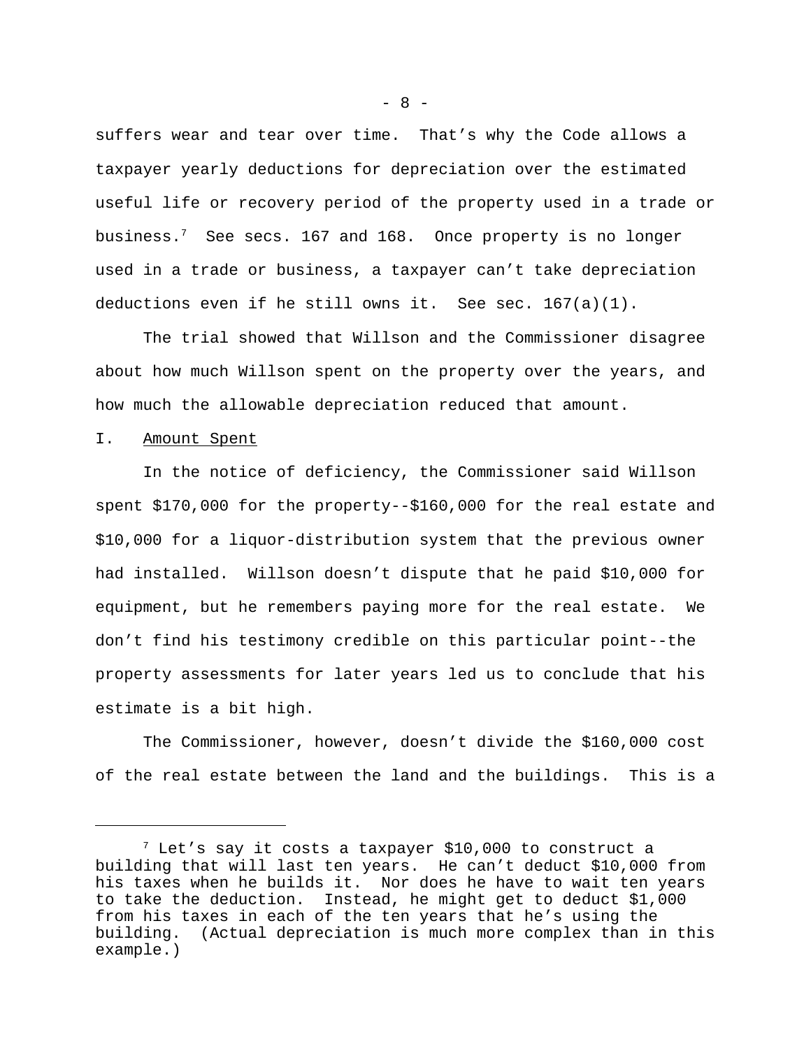suffers wear and tear over time. That's why the Code allows a taxpayer yearly deductions for depreciation over the estimated useful life or recovery period of the property used in a trade or business.[7] See secs. 167 and 168. Once property is no longer used in a trade or business, a taxpayer can't take depreciation deductions even if he still owns it. See sec. 167(a)(1).

The trial showed that Willson and the Commissioner disagree about how much Willson spent on the property over the years, and how much the allowable depreciation reduced that amount.

I. Amount Spent

In the notice of deficiency, the Commissioner said Willson spent $170,000 for the property--$160,000 for the real estate and $10,000 for a liquor-distribution system that the previous owner had installed. Willson doesn't dispute that he paid $10,000 for equipment, but he remembers paying more for the real estate. We don't find his testimony credible on this particular point--the property assessments for later years led us to conclude that his estimate is a bit high.

The Commissioner, however, doesn't divide the $160,000 cost of the real estate between the land and the buildings. This is a

[7] Let's say it costs a taxpayer $10,000 to construct a building that will last ten years. He can't deduct $10,000 from his taxes when he builds it. Nor does he have to wait ten years to take the deduction. Instead, he might get to deduct $1,000 from his taxes in each of the ten years that he's using the building. (Actual depreciation is much more complex than in this example.)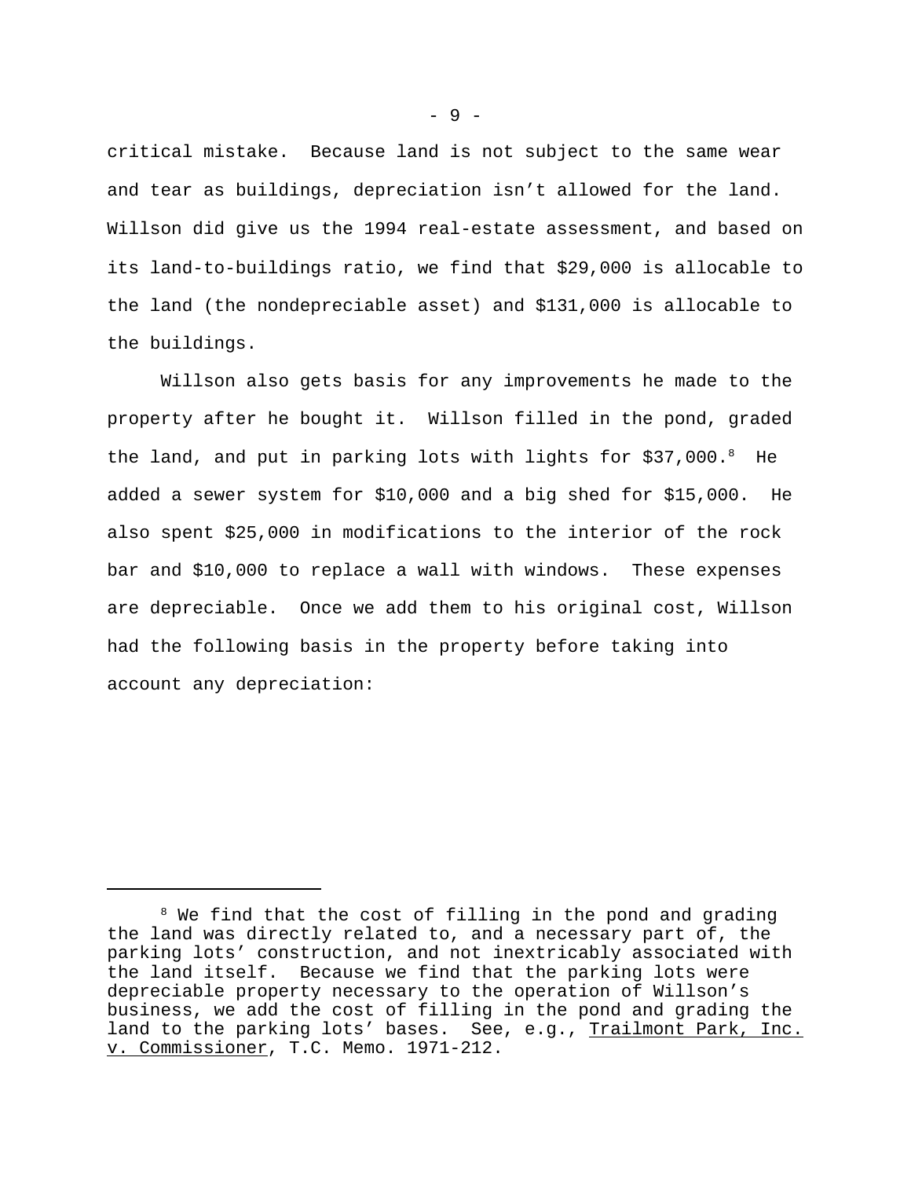critical mistake. Because land is not subject to the same wear and tear as buildings, depreciation isn't allowed for the land. Willson did give us the 1994 real-estate assessment, and based on its land-to-buildings ratio, we find that $29,000 is allocable to the land (the nondepreciable asset) and $131,000 is allocable to the buildings.

Willson also gets basis for any improvements he made to the property after he bought it. Willson filled in the pond, graded the land, and put in parking lots with lights for $37,000.[8] He added a sewer system for $10,000 and a big shed for $15,000. He also spent $25,000 in modifications to the interior of the rock bar and $10,000 to replace a wall with windows. These expenses are depreciable. Once we add them to his original cost, Willson had the following basis in the property before taking into account any depreciation:

---

[8] We find that the cost of filling in the pond and grading the land was directly related to, and a necessary part of, the parking lots' construction, and not inextricably associated with the land itself. Because we find that the parking lots were depreciable property necessary to the operation of Willson's business, we add the cost of filling in the pond and grading the land to the parking lots' bases. See, e.g., Trailmont Park, Inc. v. Commissioner, T.C. Memo. 1971-212.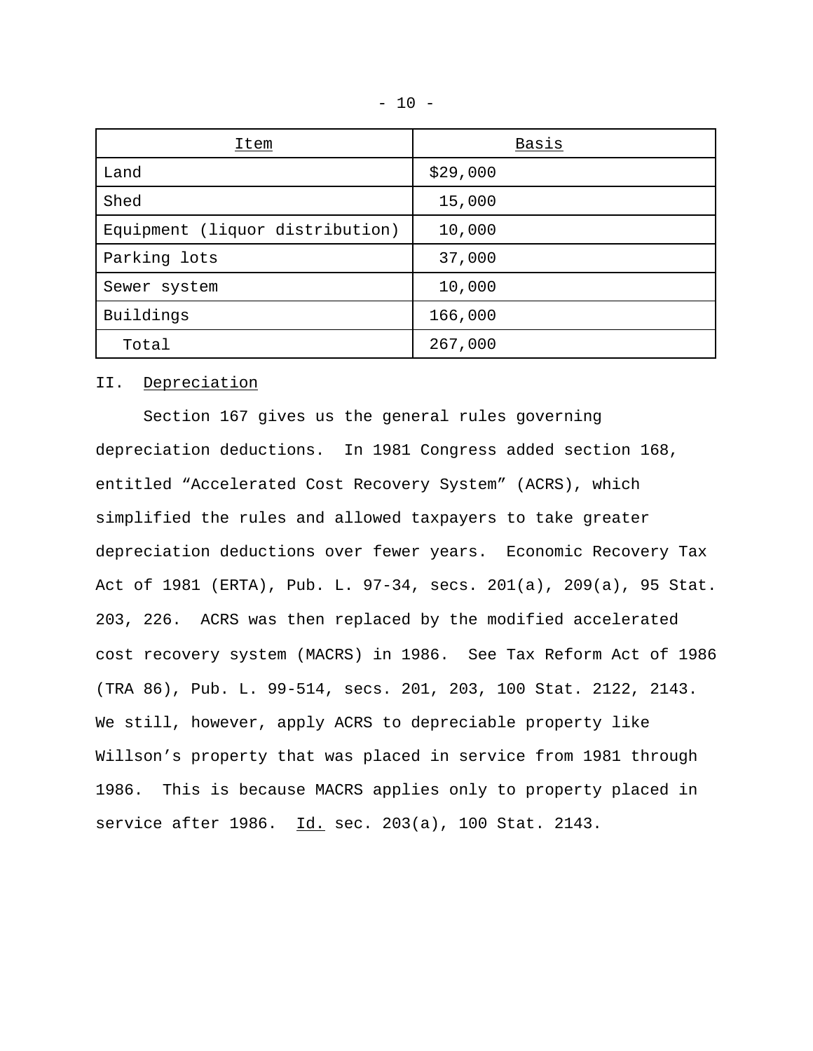| Item | Basis |
| --- | --- |
| Land | $29,000 |
| Shed | 15,000 |
| Equipment (liquor distribution) | 10,000 |
| Parking lots | 37,000 |
| Sewer system | 10,000 |
| Buildings | 166,000 |
| Total | 267,000 |

II. Depreciation

Section 167 gives us the general rules governing depreciation deductions. In 1981 Congress added section 168, entitled "Accelerated Cost Recovery System" (ACRS), which simplified the rules and allowed taxpayers to take greater depreciation deductions over fewer years. Economic Recovery Tax Act of 1981 (ERTA), Pub. L. 97-34, secs. 201(a), 209(a), 95 Stat. 203, 226. ACRS was then replaced by the modified accelerated cost recovery system (MACRS) in 1986. See Tax Reform Act of 1986 (TRA 86), Pub. L. 99-514, secs. 201, 203, 100 Stat. 2122, 2143. We still, however, apply ACRS to depreciable property like Willson's property that was placed in service from 1981 through 1986. This is because MACRS applies only to property placed in service after 1986. Id. sec. 203(a), 100 Stat. 2143.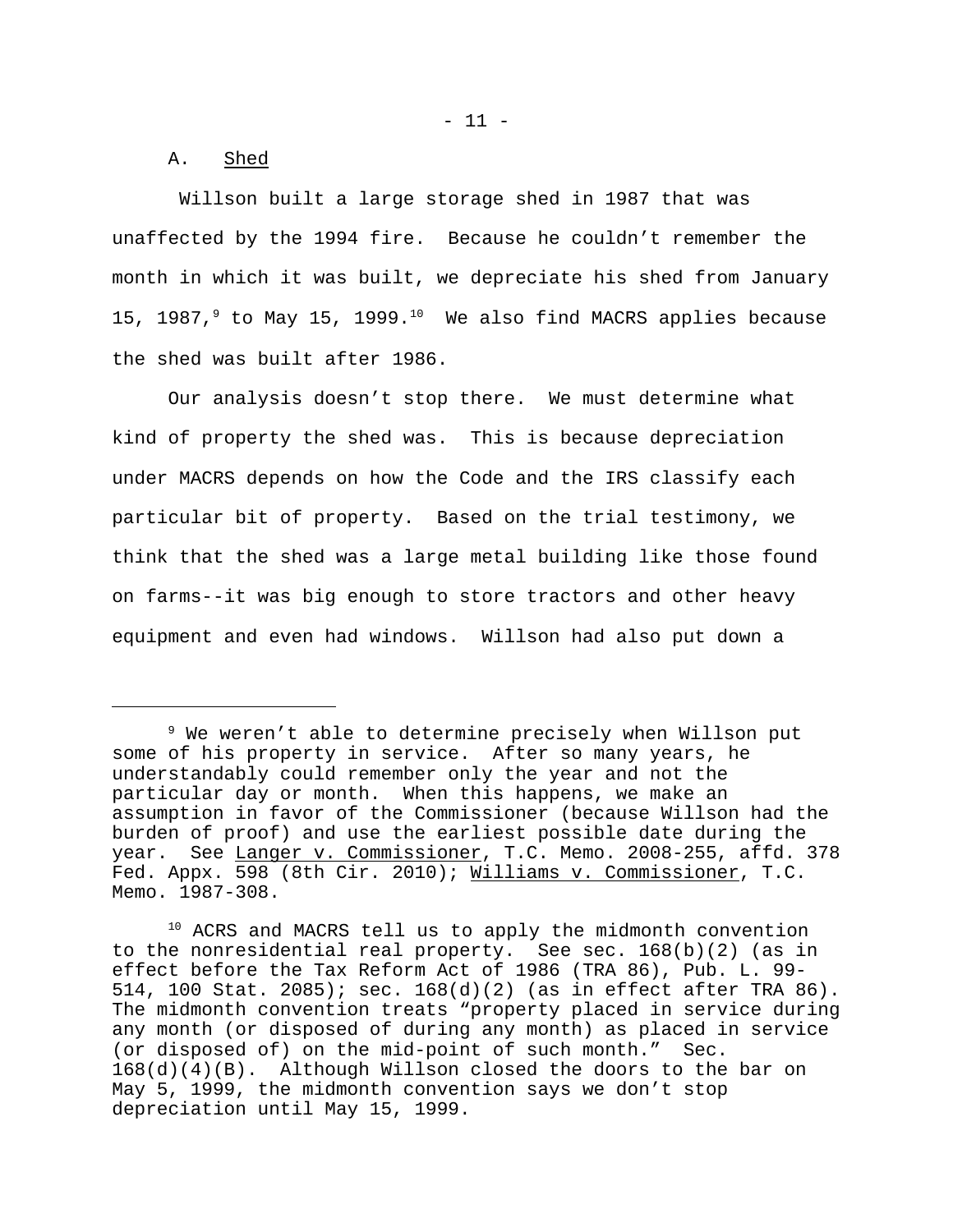A. Shed

Willson built a large storage shed in 1987 that was unaffected by the 1994 fire. Because he couldn't remember the month in which it was built, we depreciate his shed from January 15, 1987,[9] to May 15, 1999.[10] We also find MACRS applies because the shed was built after 1986.

Our analysis doesn't stop there. We must determine what kind of property the shed was. This is because depreciation under MACRS depends on how the Code and the IRS classify each particular bit of property. Based on the trial testimony, we think that the shed was a large metal building like those found on farms--it was big enough to store tractors and other heavy equipment and even had windows. Willson had also put down a

---

[9] We weren't able to determine precisely when Willson put some of his property in service. After so many years, he understandably could remember only the year and not the particular day or month. When this happens, we make an assumption in favor of the Commissioner (because Willson had the burden of proof) and use the earliest possible date during the year. See Langer v. Commissioner, T.C. Memo. 2008-255, affd. 378 Fed. Appx. 598 (8th Cir. 2010); Williams v. Commissioner, T.C. Memo. 1987-308.

[10] ACRS and MACRS tell us to apply the midmonth convention to the nonresidential real property. See sec. 168(b)(2) (as in effect before the Tax Reform Act of 1986 (TRA 86), Pub. L. 99-514, 100 Stat. 2085); sec. 168(d)(2) (as in effect after TRA 86). The midmonth convention treats "property placed in service during any month (or disposed of during any month) as placed in service (or disposed of) on the mid-point of such month." Sec. 168(d)(4)(B). Although Willson closed the doors to the bar on May 5, 1999, the midmonth convention says we don't stop depreciation until May 15, 1999.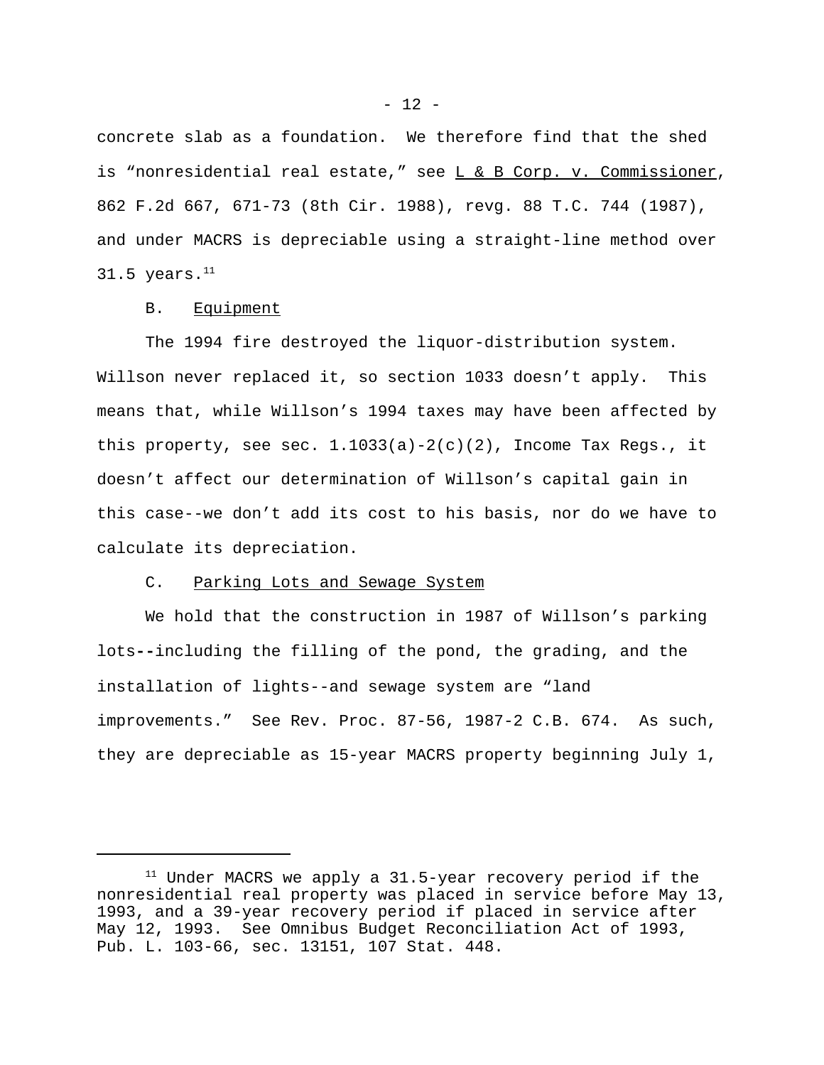concrete slab as a foundation. We therefore find that the shed is "nonresidential real estate," see L & B Corp. v. Commissioner, 862 F.2d 667, 671-73 (8th Cir. 1988), revg. 88 T.C. 744 (1987), and under MACRS is depreciable using a straight-line method over 31.5 years.[11]

B. Equipment

The 1994 fire destroyed the liquor-distribution system. Willson never replaced it, so section 1033 doesn't apply. This means that, while Willson's 1994 taxes may have been affected by this property, see sec. 1.1033(a)-2(c)(2), Income Tax Regs., it doesn't affect our determination of Willson's capital gain in this case--we don't add its cost to his basis, nor do we have to calculate its depreciation.

C. Parking Lots and Sewage System

We hold that the construction in 1987 of Willson's parking lots--including the filling of the pond, the grading, and the installation of lights--and sewage system are "land improvements." See Rev. Proc. 87-56, 1987-2 C.B. 674. As such, they are depreciable as 15-year MACRS property beginning July 1,

---

[11] Under MACRS we apply a 31.5-year recovery period if the nonresidential real property was placed in service before May 13, 1993, and a 39-year recovery period if placed in service after May 12, 1993. See Omnibus Budget Reconciliation Act of 1993, Pub. L. 103-66, sec. 13151, 107 Stat. 448.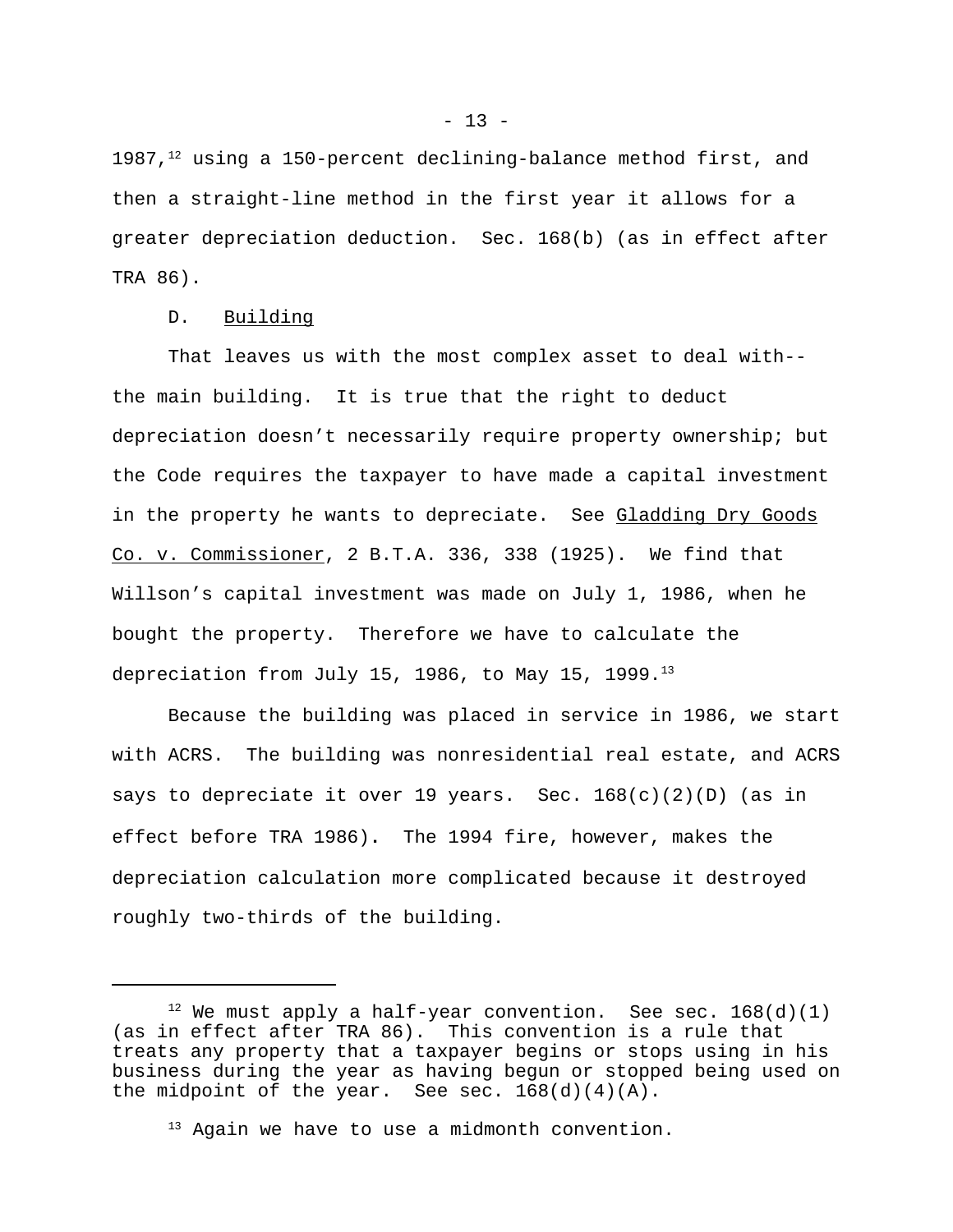1987,[12] using a 150-percent declining-balance method first, and then a straight-line method in the first year it allows for a greater depreciation deduction. Sec. 168(b) (as in effect after TRA 86).

D. Building

That leaves us with the most complex asset to deal with--the main building. It is true that the right to deduct depreciation doesn't necessarily require property ownership; but the Code requires the taxpayer to have made a capital investment in the property he wants to depreciate. See Gladding Dry Goods Co. v. Commissioner, 2 B.T.A. 336, 338 (1925). We find that Willson's capital investment was made on July 1, 1986, when he bought the property. Therefore we have to calculate the depreciation from July 15, 1986, to May 15, 1999.[13]

Because the building was placed in service in 1986, we start with ACRS. The building was nonresidential real estate, and ACRS says to depreciate it over 19 years. Sec. 168(c)(2)(D) (as in effect before TRA 1986). The 1994 fire, however, makes the depreciation calculation more complicated because it destroyed roughly two-thirds of the building.

---

[12] We must apply a half-year convention. See sec. 168(d)(1) (as in effect after TRA 86). This convention is a rule that treats any property that a taxpayer begins or stops using in his business during the year as having begun or stopped being used on the midpoint of the year. See sec. 168(d)(4)(A).

[13] Again we have to use a midmonth convention.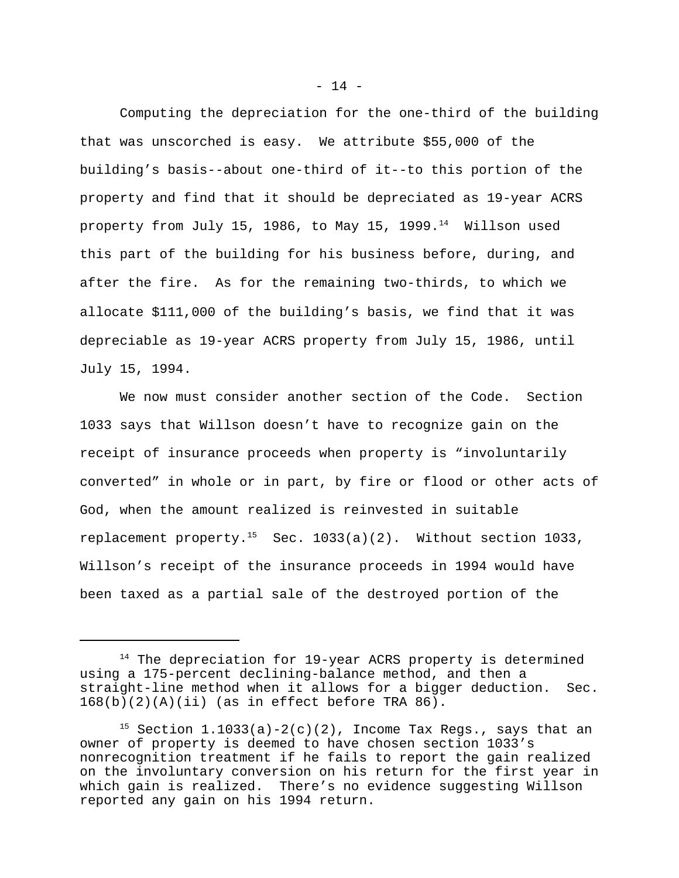Computing the depreciation for the one-third of the building that was unscorched is easy. We attribute $55,000 of the building's basis--about one-third of it--to this portion of the property and find that it should be depreciated as 19-year ACRS property from July 15, 1986, to May 15, 1999.[14] Willson used this part of the building for his business before, during, and after the fire. As for the remaining two-thirds, to which we allocate $111,000 of the building's basis, we find that it was depreciable as 19-year ACRS property from July 15, 1986, until July 15, 1994.

We now must consider another section of the Code. Section 1033 says that Willson doesn't have to recognize gain on the receipt of insurance proceeds when property is "involuntarily converted" in whole or in part, by fire or flood or other acts of God, when the amount realized is reinvested in suitable replacement property.[15] Sec. 1033(a)(2). Without section 1033, Willson's receipt of the insurance proceeds in 1994 would have been taxed as a partial sale of the destroyed portion of the

---

[14] The depreciation for 19-year ACRS property is determined using a 175-percent declining-balance method, and then a straight-line method when it allows for a bigger deduction. Sec. 168(b)(2)(A)(ii) (as in effect before TRA 86).

[15] Section 1.1033(a)-2(c)(2), Income Tax Regs., says that an owner of property is deemed to have chosen section 1033's nonrecognition treatment if he fails to report the gain realized on the involuntary conversion on his return for the first year in which gain is realized. There's no evidence suggesting Willson reported any gain on his 1994 return.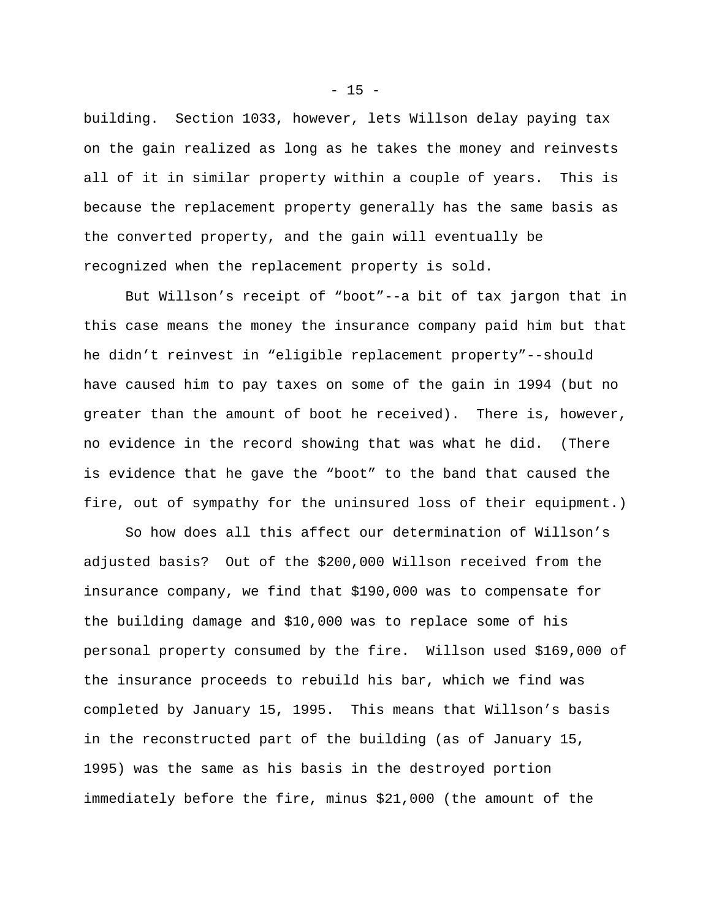building. Section 1033, however, lets Willson delay paying tax on the gain realized as long as he takes the money and reinvests all of it in similar property within a couple of years. This is because the replacement property generally has the same basis as the converted property, and the gain will eventually be recognized when the replacement property is sold.

But Willson's receipt of "boot"--a bit of tax jargon that in this case means the money the insurance company paid him but that he didn't reinvest in "eligible replacement property"--should have caused him to pay taxes on some of the gain in 1994 (but no greater than the amount of boot he received). There is, however, no evidence in the record showing that was what he did. (There is evidence that he gave the "boot" to the band that caused the fire, out of sympathy for the uninsured loss of their equipment.)

So how does all this affect our determination of Willson's adjusted basis? Out of the $200,000 Willson received from the insurance company, we find that $190,000 was to compensate for the building damage and $10,000 was to replace some of his personal property consumed by the fire. Willson used $169,000 of the insurance proceeds to rebuild his bar, which we find was completed by January 15, 1995. This means that Willson's basis in the reconstructed part of the building (as of January 15, 1995) was the same as his basis in the destroyed portion immediately before the fire, minus $21,000 (the amount of the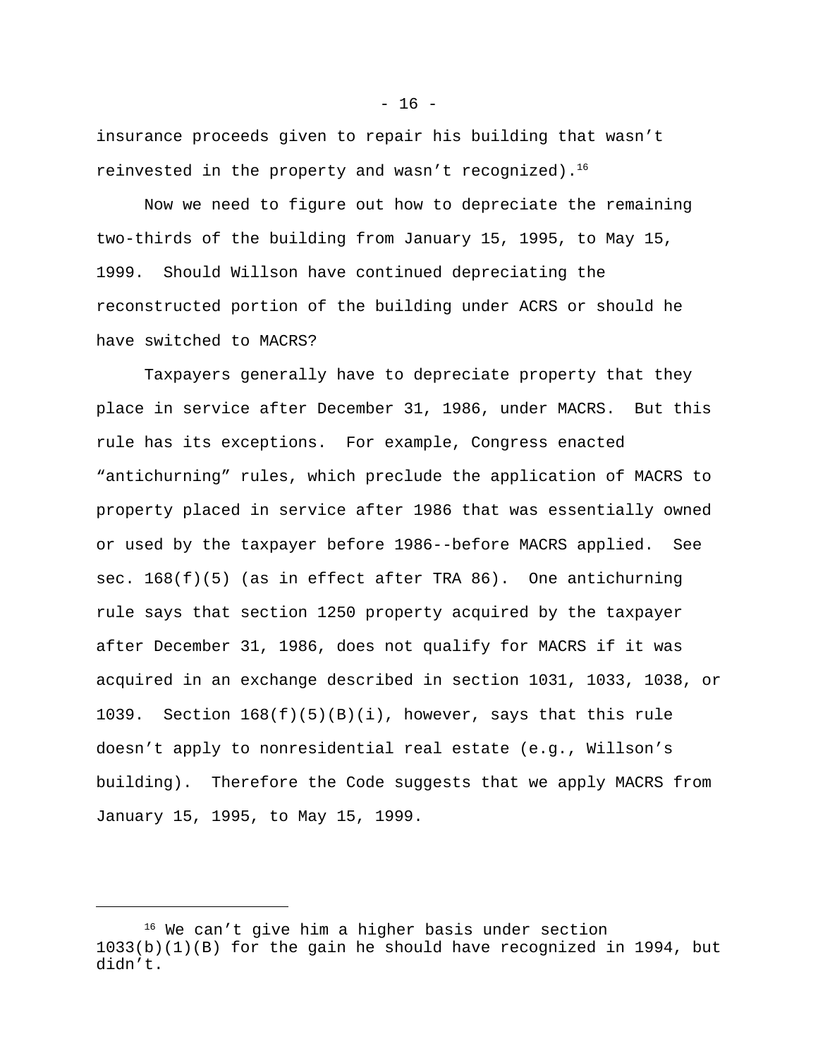insurance proceeds given to repair his building that wasn't reinvested in the property and wasn't recognized).[16]

Now we need to figure out how to depreciate the remaining two-thirds of the building from January 15, 1995, to May 15, 1999. Should Willson have continued depreciating the reconstructed portion of the building under ACRS or should he have switched to MACRS?

Taxpayers generally have to depreciate property that they place in service after December 31, 1986, under MACRS. But this rule has its exceptions. For example, Congress enacted "antichurning" rules, which preclude the application of MACRS to property placed in service after 1986 that was essentially owned or used by the taxpayer before 1986--before MACRS applied. See sec. 168(f)(5) (as in effect after TRA 86). One antichurning rule says that section 1250 property acquired by the taxpayer after December 31, 1986, does not qualify for MACRS if it was acquired in an exchange described in section 1031, 1033, 1038, or 1039. Section 168(f)(5)(B)(i), however, says that this rule doesn't apply to nonresidential real estate (e.g., Willson's building). Therefore the Code suggests that we apply MACRS from January 15, 1995, to May 15, 1999.

---

[16] We can't give him a higher basis under section 1033(b)(1)(B) for the gain he should have recognized in 1994, but didn't.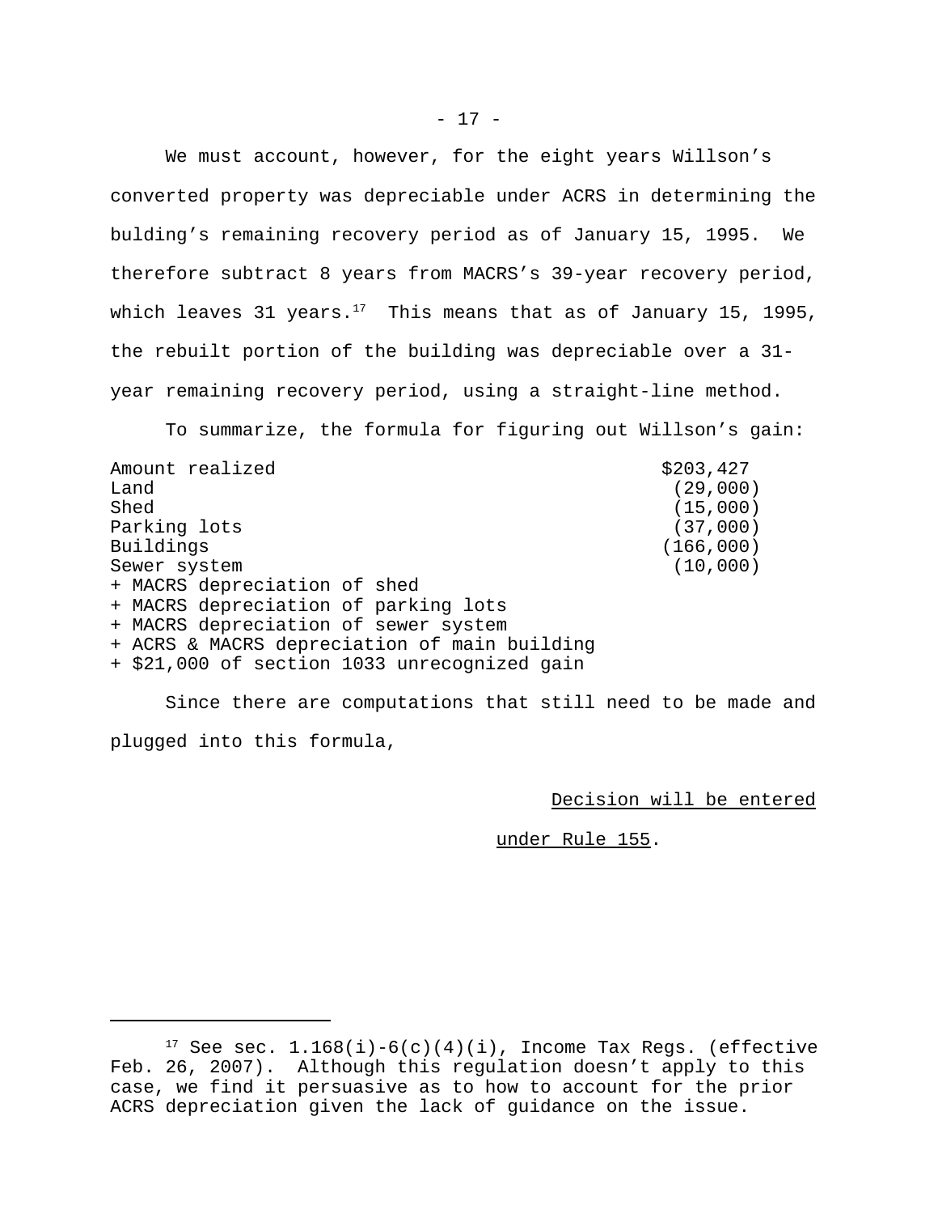We must account, however, for the eight years Willson's converted property was depreciable under ACRS in determining the bulding's remaining recovery period as of January 15, 1995. We therefore subtract 8 years from MACRS's 39-year recovery period, which leaves 31 years.[17] This means that as of January 15, 1995, the rebuilt portion of the building was depreciable over a 31-year remaining recovery period, using a straight-line method.

To summarize, the formula for figuring out Willson's gain:

| | |
|---|---|
| Amount realized | $203,427 |
| Land | (29,000) |
| Shed | (15,000) |
| Parking lots | (37,000) |
| Buildings | (166,000) |
| Sewer system | (10,000) |
| + MACRS depreciation of shed | |
| + MACRS depreciation of parking lots | |
| + MACRS depreciation of sewer system | |
| + ACRS & MACRS depreciation of main building | |
| + $21,000 of section 1033 unrecognized gain | |

Since there are computations that still need to be made and plugged into this formula,

Decision will be entered

under Rule 155.

---

[17] See sec. 1.168(i)-6(c)(4)(i), Income Tax Regs. (effective Feb. 26, 2007). Although this regulation doesn't apply to this case, we find it persuasive as to how to account for the prior ACRS depreciation given the lack of guidance on the issue.